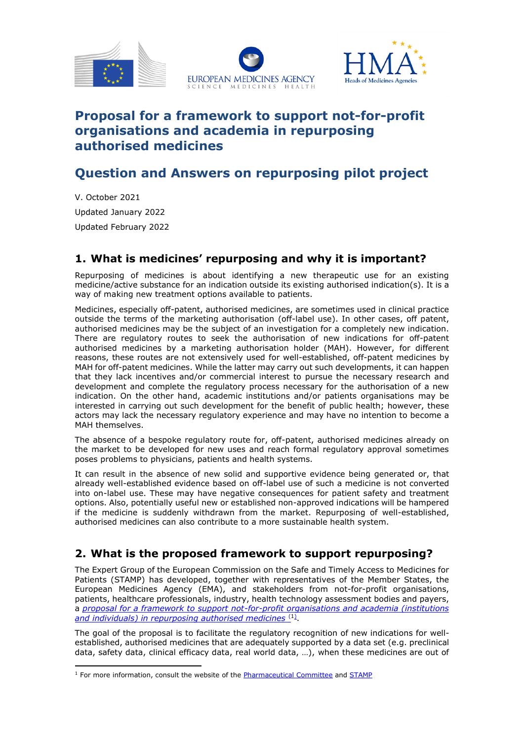# Proposal for a framework to support not-for-profit organisations and academia in repurposing authorised medicines

## Question and Answers on repurposing pilot project

V. October 2021

Updated January 2022

Updated February 2022

## 1. What is medicines' repurposing and why it is important?

Repurposing of medicines is about identifying a new therapeutic use for an existing medicine/active substance for an indication outside its existing authorised indication(s). It is a way of making new treatment options available to patients.

Medicines, especially off-patent, authorised medicines, are sometimes used in clinical practice outside the terms of the marketing authorisation (off-label use). In other cases, off patent, authorised medicines may be the subject of an investigation for a completely new indication. There are regulatory routes to seek the authorisation of new indications for off-patent authorised medicines by a marketing authorisation holder (MAH). However, for different reasons, these routes are not extensively used for well-established, off-patent medicines by MAH for off-patent medicines. While the latter may carry out such developments, it can happen that they lack incentives and/or commercial interest to pursue the necessary research and development and complete the regulatory process necessary for the authorisation of a new indication. On the other hand, academic institutions and/or patients organisations may be interested in carrying out such development for the benefit of public health; however, these actors may lack the necessary regulatory experience and may have no intention to become a MAH themselves.

The absence of a bespoke regulatory route for, off-patent, authorised medicines already on the market to be developed for new uses and reach formal regulatory approval sometimes poses problems to physicians, patients and health systems.

It can result in the absence of new solid and supportive evidence being generated or, that already well-established evidence based on off-label use of such a medicine is not converted into on-label use. These may have negative consequences for patient safety and treatment options. Also, potentially useful new or established non-approved indications will be hampered if the medicine is suddenly withdrawn from the market. Repurposing of well-established, authorised medicines can also contribute to a more sustainable health system.

## 2. What is the proposed framework to support repurposing?

The Expert Group of the European Commission on the Safe and Timely Access to Medicines for Patients (STAMP) has developed, together with representatives of the Member States, the European Medicines Agency (EMA), and stakeholders from not-for-profit organisations, patients, healthcare professionals, industry, health technology assessment bodies and payers, a *proposal for a framework to support not-for-profit organisations and academia (institutions and individuals) in repurposing authorised medicines* [1].

The goal of the proposal is to facilitate the regulatory recognition of new indications for well-established, authorised medicines that are adequately supported by a data set (e.g. preclinical data, safety data, clinical efficacy data, real world data, …), when these medicines are out of

---

[1] For more information, consult the website of the Pharmaceutical Committee and STAMP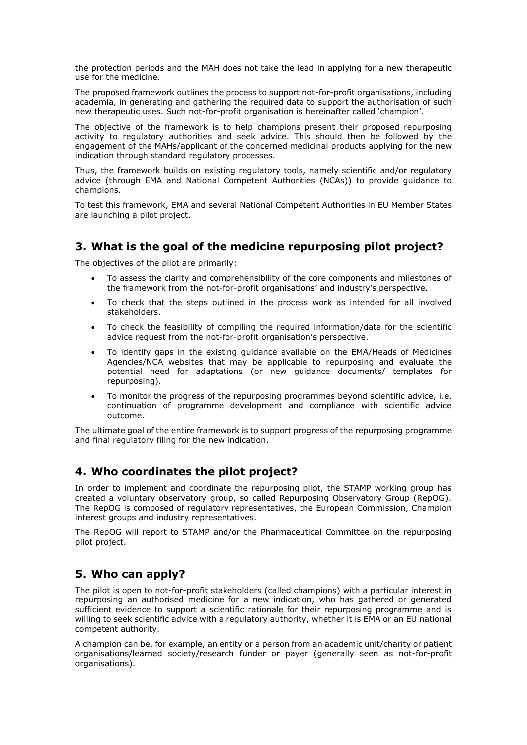the protection periods and the MAH does not take the lead in applying for a new therapeutic use for the medicine.

The proposed framework outlines the process to support not-for-profit organisations, including academia, in generating and gathering the required data to support the authorisation of such new therapeutic uses. Such not-for-profit organisation is hereinafter called 'champion'.

The objective of the framework is to help champions present their proposed repurposing activity to regulatory authorities and seek advice. This should then be followed by the engagement of the MAHs/applicant of the concerned medicinal products applying for the new indication through standard regulatory processes.

Thus, the framework builds on existing regulatory tools, namely scientific and/or regulatory advice (through EMA and National Competent Authorities (NCAs)) to provide guidance to champions.

To test this framework, EMA and several National Competent Authorities in EU Member States are launching a pilot project.

## 3. What is the goal of the medicine repurposing pilot project?

The objectives of the pilot are primarily:

- To assess the clarity and comprehensibility of the core components and milestones of the framework from the not-for-profit organisations' and industry's perspective.
- To check that the steps outlined in the process work as intended for all involved stakeholders.
- To check the feasibility of compiling the required information/data for the scientific advice request from the not-for-profit organisation's perspective.
- To identify gaps in the existing guidance available on the EMA/Heads of Medicines Agencies/NCA websites that may be applicable to repurposing and evaluate the potential need for adaptations (or new guidance documents/ templates for repurposing).
- To monitor the progress of the repurposing programmes beyond scientific advice, i.e. continuation of programme development and compliance with scientific advice outcome.

The ultimate goal of the entire framework is to support progress of the repurposing programme and final regulatory filing for the new indication.

## 4. Who coordinates the pilot project?

In order to implement and coordinate the repurposing pilot, the STAMP working group has created a voluntary observatory group, so called Repurposing Observatory Group (RepOG). The RepOG is composed of regulatory representatives, the European Commission, Champion interest groups and industry representatives.

The RepOG will report to STAMP and/or the Pharmaceutical Committee on the repurposing pilot project.

## 5. Who can apply?

The pilot is open to not-for-profit stakeholders (called champions) with a particular interest in repurposing an authorised medicine for a new indication, who has gathered or generated sufficient evidence to support a scientific rationale for their repurposing programme and is willing to seek scientific advice with a regulatory authority, whether it is EMA or an EU national competent authority.

A champion can be, for example, an entity or a person from an academic unit/charity or patient organisations/learned society/research funder or payer (generally seen as not-for-profit organisations).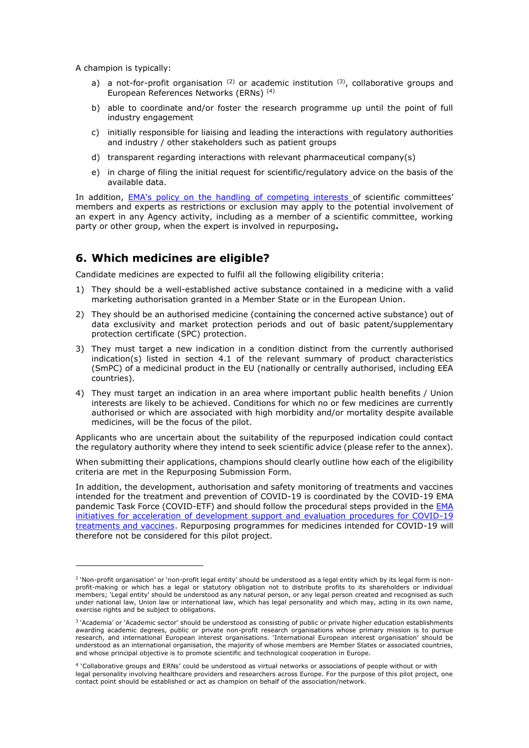A champion is typically:

a) a not-for-profit organisation [2] or academic institution [3], collaborative groups and European References Networks (ERNs) [4]

b) able to coordinate and/or foster the research programme up until the point of full industry engagement

c) initially responsible for liaising and leading the interactions with regulatory authorities and industry / other stakeholders such as patient groups

d) transparent regarding interactions with relevant pharmaceutical company(s)

e) in charge of filing the initial request for scientific/regulatory advice on the basis of the available data.

In addition, EMA's policy on the handling of competing interests of scientific committees' members and experts as restrictions or exclusion may apply to the potential involvement of an expert in any Agency activity, including as a member of a scientific committee, working party or other group, when the expert is involved in repurposing**.**

## 6. Which medicines are eligible?

Candidate medicines are expected to fulfil all the following eligibility criteria:

1) They should be a well-established active substance contained in a medicine with a valid marketing authorisation granted in a Member State or in the European Union.

2) They should be an authorised medicine (containing the concerned active substance) out of data exclusivity and market protection periods and out of basic patent/supplementary protection certificate (SPC) protection.

3) They must target a new indication in a condition distinct from the currently authorised indication(s) listed in section 4.1 of the relevant summary of product characteristics (SmPC) of a medicinal product in the EU (nationally or centrally authorised, including EEA countries).

4) They must target an indication in an area where important public health benefits / Union interests are likely to be achieved. Conditions for which no or few medicines are currently authorised or which are associated with high morbidity and/or mortality despite available medicines, will be the focus of the pilot.

Applicants who are uncertain about the suitability of the repurposed indication could contact the regulatory authority where they intend to seek scientific advice (please refer to the annex).

When submitting their applications, champions should clearly outline how each of the eligibility criteria are met in the Repurposing Submission Form.

In addition, the development, authorisation and safety monitoring of treatments and vaccines intended for the treatment and prevention of COVID-19 is coordinated by the COVID-19 EMA pandemic Task Force (COVID-ETF) and should follow the procedural steps provided in the EMA initiatives for acceleration of development support and evaluation procedures for COVID-19 treatments and vaccines. Repurposing programmes for medicines intended for COVID-19 will therefore not be considered for this pilot project.

---

[2] 'Non-profit organisation' or 'non-profit legal entity' should be understood as a legal entity which by its legal form is non-profit-making or which has a legal or statutory obligation not to distribute profits to its shareholders or individual members; 'Legal entity' should be understood as any natural person, or any legal person created and recognised as such under national law, Union law or international law, which has legal personality and which may, acting in its own name, exercise rights and be subject to obligations.

[3] 'Academia' or 'Academic sector' should be understood as consisting of public or private higher education establishments awarding academic degrees, public or private non-profit research organisations whose primary mission is to pursue research, and international European interest organisations. 'International European interest organisation' should be understood as an international organisation, the majority of whose members are Member States or associated countries, and whose principal objective is to promote scientific and technological cooperation in Europe.

[4] 'Collaborative groups and ERNs' could be understood as virtual networks or associations of people without or with legal personality involving healthcare providers and researchers across Europe. For the purpose of this pilot project, one contact point should be established or act as champion on behalf of the association/network.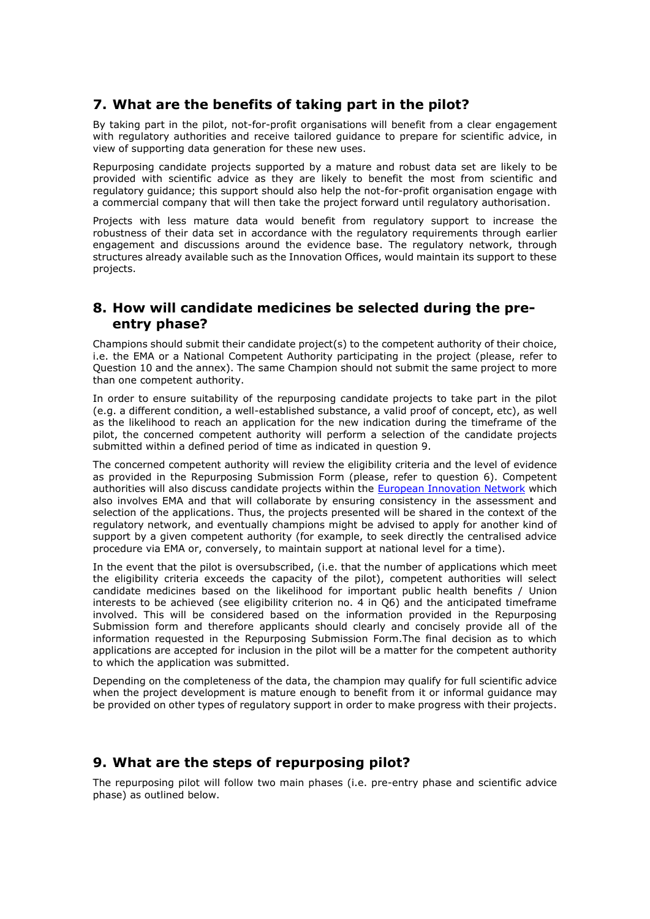## 7. What are the benefits of taking part in the pilot?

By taking part in the pilot, not-for-profit organisations will benefit from a clear engagement with regulatory authorities and receive tailored guidance to prepare for scientific advice, in view of supporting data generation for these new uses.

Repurposing candidate projects supported by a mature and robust data set are likely to be provided with scientific advice as they are likely to benefit the most from scientific and regulatory guidance; this support should also help the not-for-profit organisation engage with a commercial company that will then take the project forward until regulatory authorisation.

Projects with less mature data would benefit from regulatory support to increase the robustness of their data set in accordance with the regulatory requirements through earlier engagement and discussions around the evidence base. The regulatory network, through structures already available such as the Innovation Offices, would maintain its support to these projects.

## 8. How will candidate medicines be selected during the pre-entry phase?

Champions should submit their candidate project(s) to the competent authority of their choice, i.e. the EMA or a National Competent Authority participating in the project (please, refer to Question 10 and the annex). The same Champion should not submit the same project to more than one competent authority.

In order to ensure suitability of the repurposing candidate projects to take part in the pilot (e.g. a different condition, a well-established substance, a valid proof of concept, etc), as well as the likelihood to reach an application for the new indication during the timeframe of the pilot, the concerned competent authority will perform a selection of the candidate projects submitted within a defined period of time as indicated in question 9.

The concerned competent authority will review the eligibility criteria and the level of evidence as provided in the Repurposing Submission Form (please, refer to question 6). Competent authorities will also discuss candidate projects within the [European Innovation Network](#) which also involves EMA and that will collaborate by ensuring consistency in the assessment and selection of the applications. Thus, the projects presented will be shared in the context of the regulatory network, and eventually champions might be advised to apply for another kind of support by a given competent authority (for example, to seek directly the centralised advice procedure via EMA or, conversely, to maintain support at national level for a time).

In the event that the pilot is oversubscribed, (i.e. that the number of applications which meet the eligibility criteria exceeds the capacity of the pilot), competent authorities will select candidate medicines based on the likelihood for important public health benefits / Union interests to be achieved (see eligibility criterion no. 4 in Q6) and the anticipated timeframe involved. This will be considered based on the information provided in the Repurposing Submission form and therefore applicants should clearly and concisely provide all of the information requested in the Repurposing Submission Form.The final decision as to which applications are accepted for inclusion in the pilot will be a matter for the competent authority to which the application was submitted.

Depending on the completeness of the data, the champion may qualify for full scientific advice when the project development is mature enough to benefit from it or informal guidance may be provided on other types of regulatory support in order to make progress with their projects.

## 9. What are the steps of repurposing pilot?

The repurposing pilot will follow two main phases (i.e. pre-entry phase and scientific advice phase) as outlined below.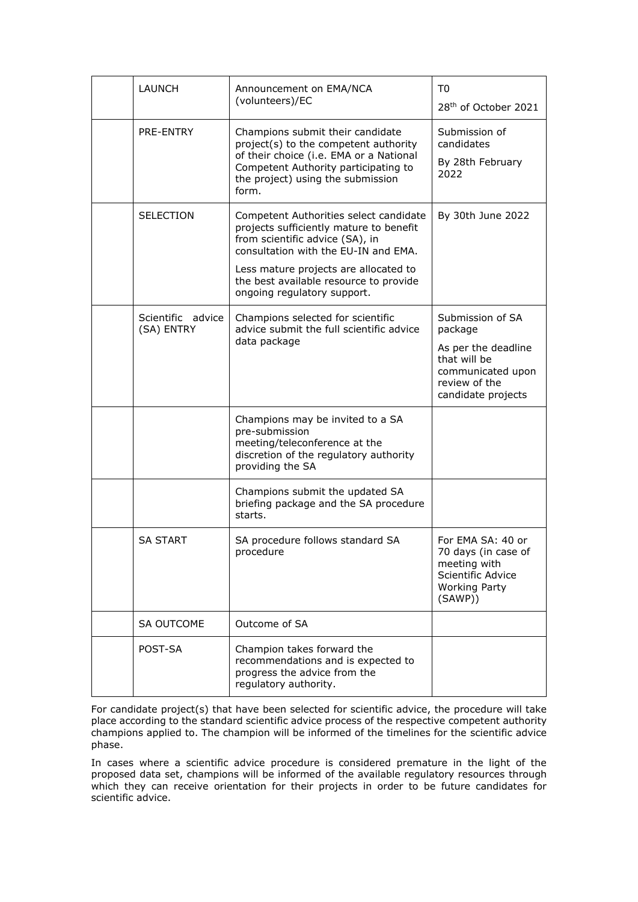| | | | |
|---|---|---|---|
| | LAUNCH | Announcement on EMA/NCA (volunteers)/EC | T0<br>28th of October 2021 |
| | PRE-ENTRY | Champions submit their candidate project(s) to the competent authority of their choice (i.e. EMA or a National Competent Authority participating to the project) using the submission form. | Submission of candidates<br>By 28th February 2022 |
| | SELECTION | Competent Authorities select candidate projects sufficiently mature to benefit from scientific advice (SA), in consultation with the EU-IN and EMA.<br>Less mature projects are allocated to the best available resource to provide ongoing regulatory support. | By 30th June 2022 |
| | Scientific advice (SA) ENTRY | Champions selected for scientific advice submit the full scientific advice data package | Submission of SA package<br>As per the deadline that will be communicated upon review of the candidate projects |
| | | Champions may be invited to a SA pre-submission meeting/teleconference at the discretion of the regulatory authority providing the SA | |
| | | Champions submit the updated SA briefing package and the SA procedure starts. | |
| | SA START | SA procedure follows standard SA procedure | For EMA SA: 40 or 70 days (in case of meeting with Scientific Advice Working Party (SAWP)) |
| | SA OUTCOME | Outcome of SA | |
| | POST-SA | Champion takes forward the recommendations and is expected to progress the advice from the regulatory authority. | |

For candidate project(s) that have been selected for scientific advice, the procedure will take place according to the standard scientific advice process of the respective competent authority champions applied to. The champion will be informed of the timelines for the scientific advice phase.

In cases where a scientific advice procedure is considered premature in the light of the proposed data set, champions will be informed of the available regulatory resources through which they can receive orientation for their projects in order to be future candidates for scientific advice.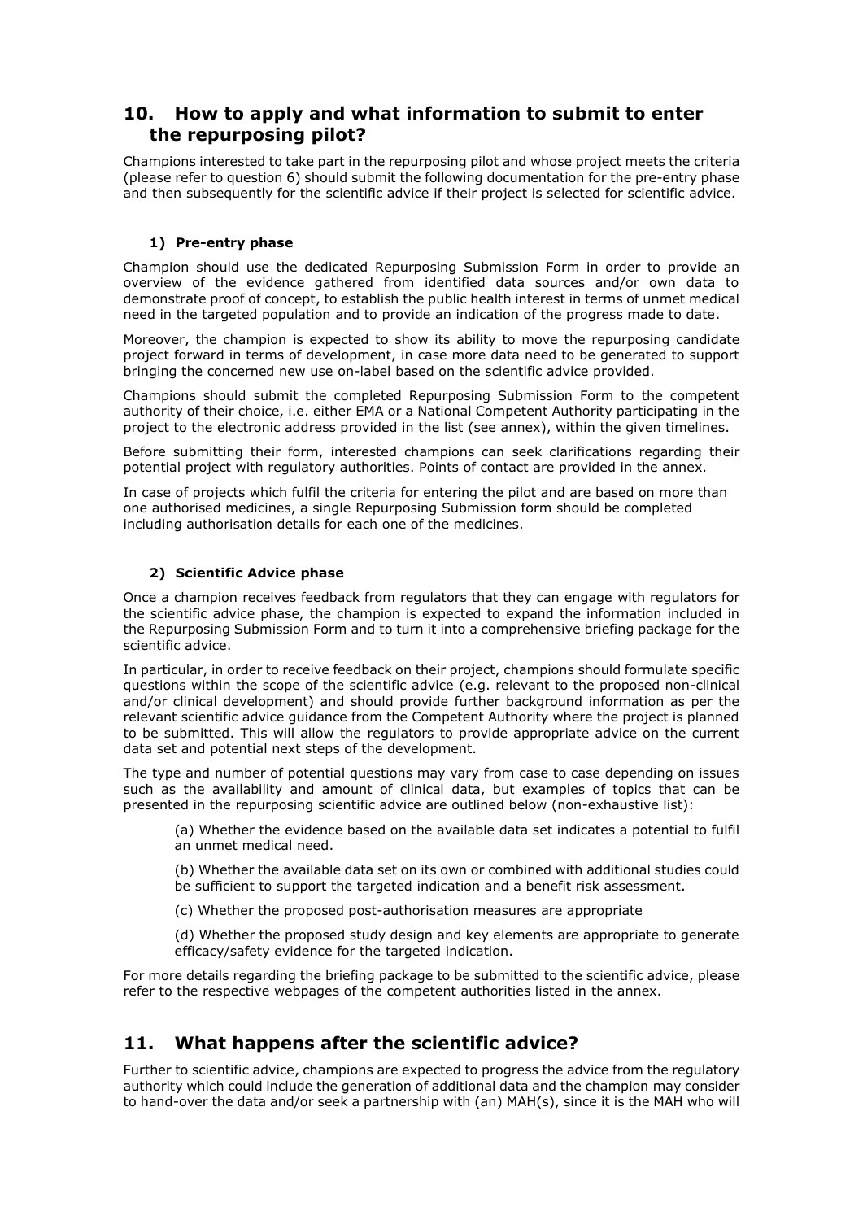## 10. How to apply and what information to submit to enter the repurposing pilot?

Champions interested to take part in the repurposing pilot and whose project meets the criteria (please refer to question 6) should submit the following documentation for the pre-entry phase and then subsequently for the scientific advice if their project is selected for scientific advice.

### 1) Pre-entry phase

Champion should use the dedicated Repurposing Submission Form in order to provide an overview of the evidence gathered from identified data sources and/or own data to demonstrate proof of concept, to establish the public health interest in terms of unmet medical need in the targeted population and to provide an indication of the progress made to date.

Moreover, the champion is expected to show its ability to move the repurposing candidate project forward in terms of development, in case more data need to be generated to support bringing the concerned new use on-label based on the scientific advice provided.

Champions should submit the completed Repurposing Submission Form to the competent authority of their choice, i.e. either EMA or a National Competent Authority participating in the project to the electronic address provided in the list (see annex), within the given timelines.

Before submitting their form, interested champions can seek clarifications regarding their potential project with regulatory authorities. Points of contact are provided in the annex.

In case of projects which fulfil the criteria for entering the pilot and are based on more than one authorised medicines, a single Repurposing Submission form should be completed including authorisation details for each one of the medicines.

### 2) Scientific Advice phase

Once a champion receives feedback from regulators that they can engage with regulators for the scientific advice phase, the champion is expected to expand the information included in the Repurposing Submission Form and to turn it into a comprehensive briefing package for the scientific advice.

In particular, in order to receive feedback on their project, champions should formulate specific questions within the scope of the scientific advice (e.g. relevant to the proposed non-clinical and/or clinical development) and should provide further background information as per the relevant scientific advice guidance from the Competent Authority where the project is planned to be submitted. This will allow the regulators to provide appropriate advice on the current data set and potential next steps of the development.

The type and number of potential questions may vary from case to case depending on issues such as the availability and amount of clinical data, but examples of topics that can be presented in the repurposing scientific advice are outlined below (non-exhaustive list):

(a) Whether the evidence based on the available data set indicates a potential to fulfil an unmet medical need.

(b) Whether the available data set on its own or combined with additional studies could be sufficient to support the targeted indication and a benefit risk assessment.

(c) Whether the proposed post-authorisation measures are appropriate

(d) Whether the proposed study design and key elements are appropriate to generate efficacy/safety evidence for the targeted indication.

For more details regarding the briefing package to be submitted to the scientific advice, please refer to the respective webpages of the competent authorities listed in the annex.

## 11. What happens after the scientific advice?

Further to scientific advice, champions are expected to progress the advice from the regulatory authority which could include the generation of additional data and the champion may consider to hand-over the data and/or seek a partnership with (an) MAH(s), since it is the MAH who will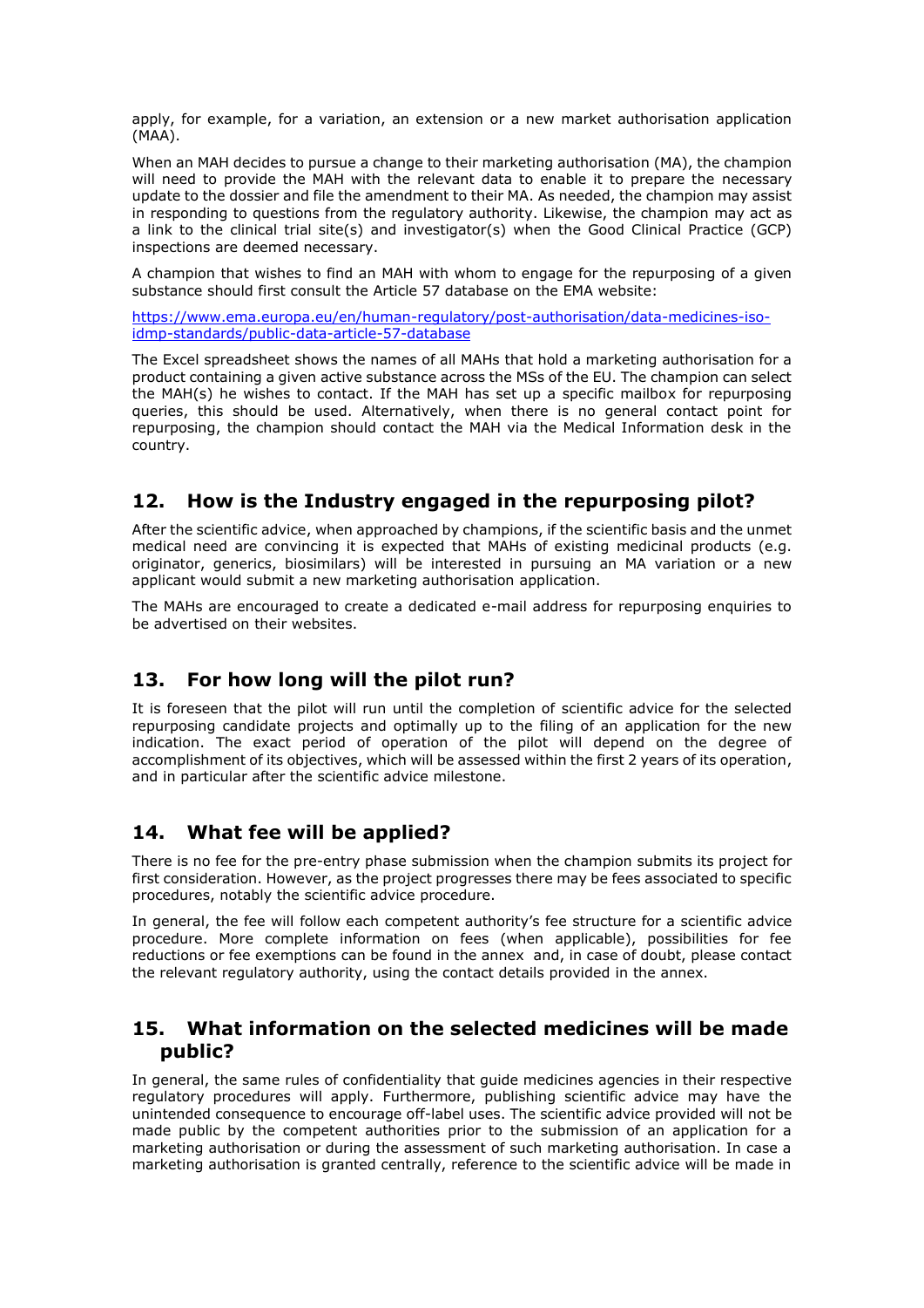apply, for example, for a variation, an extension or a new market authorisation application (MAA).

When an MAH decides to pursue a change to their marketing authorisation (MA), the champion will need to provide the MAH with the relevant data to enable it to prepare the necessary update to the dossier and file the amendment to their MA. As needed, the champion may assist in responding to questions from the regulatory authority. Likewise, the champion may act as a link to the clinical trial site(s) and investigator(s) when the Good Clinical Practice (GCP) inspections are deemed necessary.

A champion that wishes to find an MAH with whom to engage for the repurposing of a given substance should first consult the Article 57 database on the EMA website:

https://www.ema.europa.eu/en/human-regulatory/post-authorisation/data-medicines-iso-idmp-standards/public-data-article-57-database

The Excel spreadsheet shows the names of all MAHs that hold a marketing authorisation for a product containing a given active substance across the MSs of the EU. The champion can select the MAH(s) he wishes to contact. If the MAH has set up a specific mailbox for repurposing queries, this should be used. Alternatively, when there is no general contact point for repurposing, the champion should contact the MAH via the Medical Information desk in the country.

## 12. How is the Industry engaged in the repurposing pilot?

After the scientific advice, when approached by champions, if the scientific basis and the unmet medical need are convincing it is expected that MAHs of existing medicinal products (e.g. originator, generics, biosimilars) will be interested in pursuing an MA variation or a new applicant would submit a new marketing authorisation application.

The MAHs are encouraged to create a dedicated e-mail address for repurposing enquiries to be advertised on their websites.

## 13. For how long will the pilot run?

It is foreseen that the pilot will run until the completion of scientific advice for the selected repurposing candidate projects and optimally up to the filing of an application for the new indication. The exact period of operation of the pilot will depend on the degree of accomplishment of its objectives, which will be assessed within the first 2 years of its operation, and in particular after the scientific advice milestone.

## 14. What fee will be applied?

There is no fee for the pre-entry phase submission when the champion submits its project for first consideration. However, as the project progresses there may be fees associated to specific procedures, notably the scientific advice procedure.

In general, the fee will follow each competent authority's fee structure for a scientific advice procedure. More complete information on fees (when applicable), possibilities for fee reductions or fee exemptions can be found in the annex and, in case of doubt, please contact the relevant regulatory authority, using the contact details provided in the annex.

## 15. What information on the selected medicines will be made public?

In general, the same rules of confidentiality that guide medicines agencies in their respective regulatory procedures will apply. Furthermore, publishing scientific advice may have the unintended consequence to encourage off-label uses. The scientific advice provided will not be made public by the competent authorities prior to the submission of an application for a marketing authorisation or during the assessment of such marketing authorisation. In case a marketing authorisation is granted centrally, reference to the scientific advice will be made in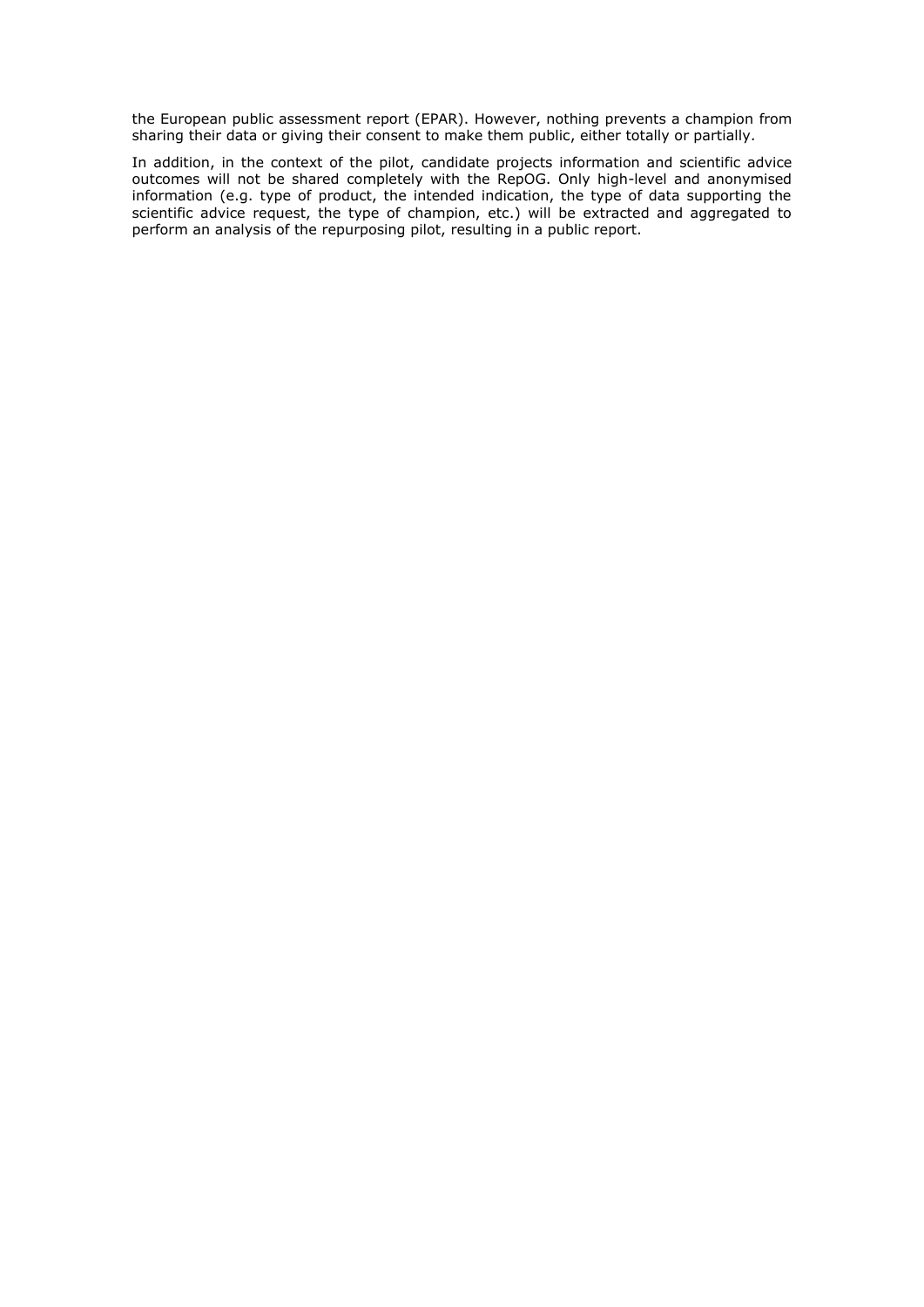the European public assessment report (EPAR). However, nothing prevents a champion from sharing their data or giving their consent to make them public, either totally or partially.

In addition, in the context of the pilot, candidate projects information and scientific advice outcomes will not be shared completely with the RepOG. Only high-level and anonymised information (e.g. type of product, the intended indication, the type of data supporting the scientific advice request, the type of champion, etc.) will be extracted and aggregated to perform an analysis of the repurposing pilot, resulting in a public report.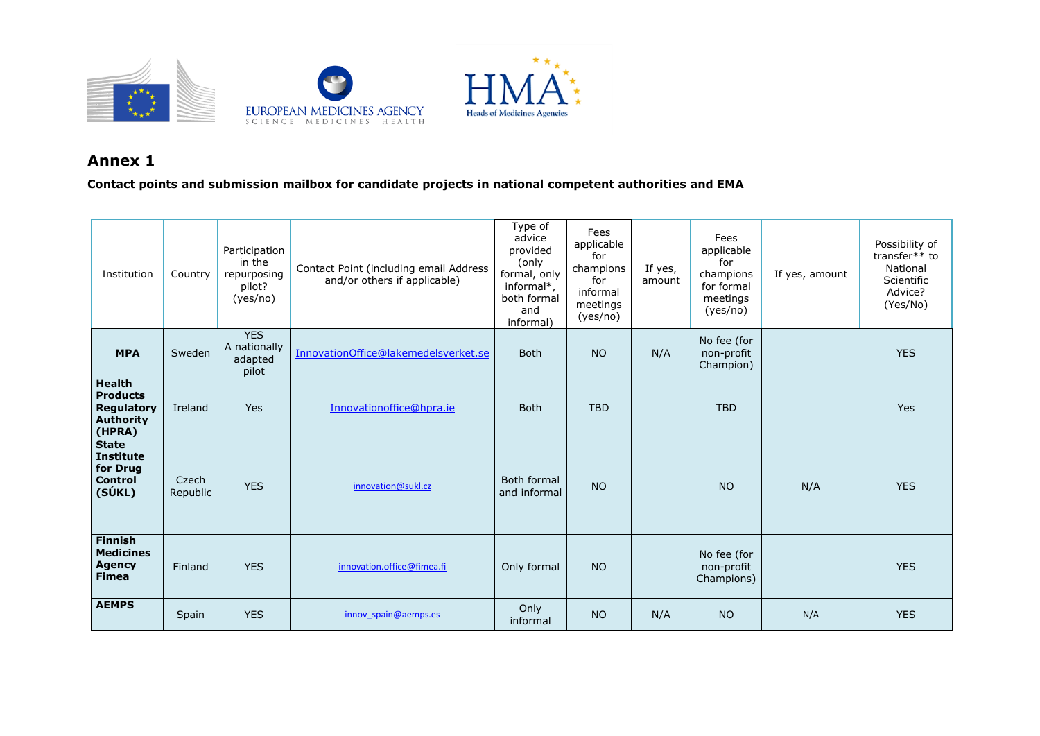## Annex 1

**Contact points and submission mailbox for candidate projects in national competent authorities and EMA**

| Institution | Country | Participation in the repurposing pilot? (yes/no) | Contact Point (including email Address and/or others if applicable) | Type of advice provided (only formal, only informal*, both formal and informal) | Fees applicable for champions for informal meetings (yes/no) | If yes, amount | Fees applicable for champions for formal meetings (yes/no) | If yes, amount | Possibility of transfer** to National Scientific Advice? (Yes/No) |
|---|---|---|---|---|---|---|---|---|---|
| **MPA** | Sweden | YES A nationally adapted pilot | InnovationOffice@lakemedelsverket.se | Both | NO | N/A | No fee (for non-profit Champion) | | YES |
| **Health Products Regulatory Authority (HPRA)** | Ireland | Yes | Innovationoffice@hpra.ie | Both | TBD | | TBD | | Yes |
| **State Institute for Drug Control (SÚKL)** | Czech Republic | YES | innovation@sukl.cz | Both formal and informal | NO | | NO | N/A | YES |
| **Finnish Medicines Agency Fimea** | Finland | YES | innovation.office@fimea.fi | Only formal | NO | | No fee (for non-profit Champions) | | YES |
| **AEMPS** | Spain | YES | innov_spain@aemps.es | Only informal | NO | N/A | NO | N/A | YES |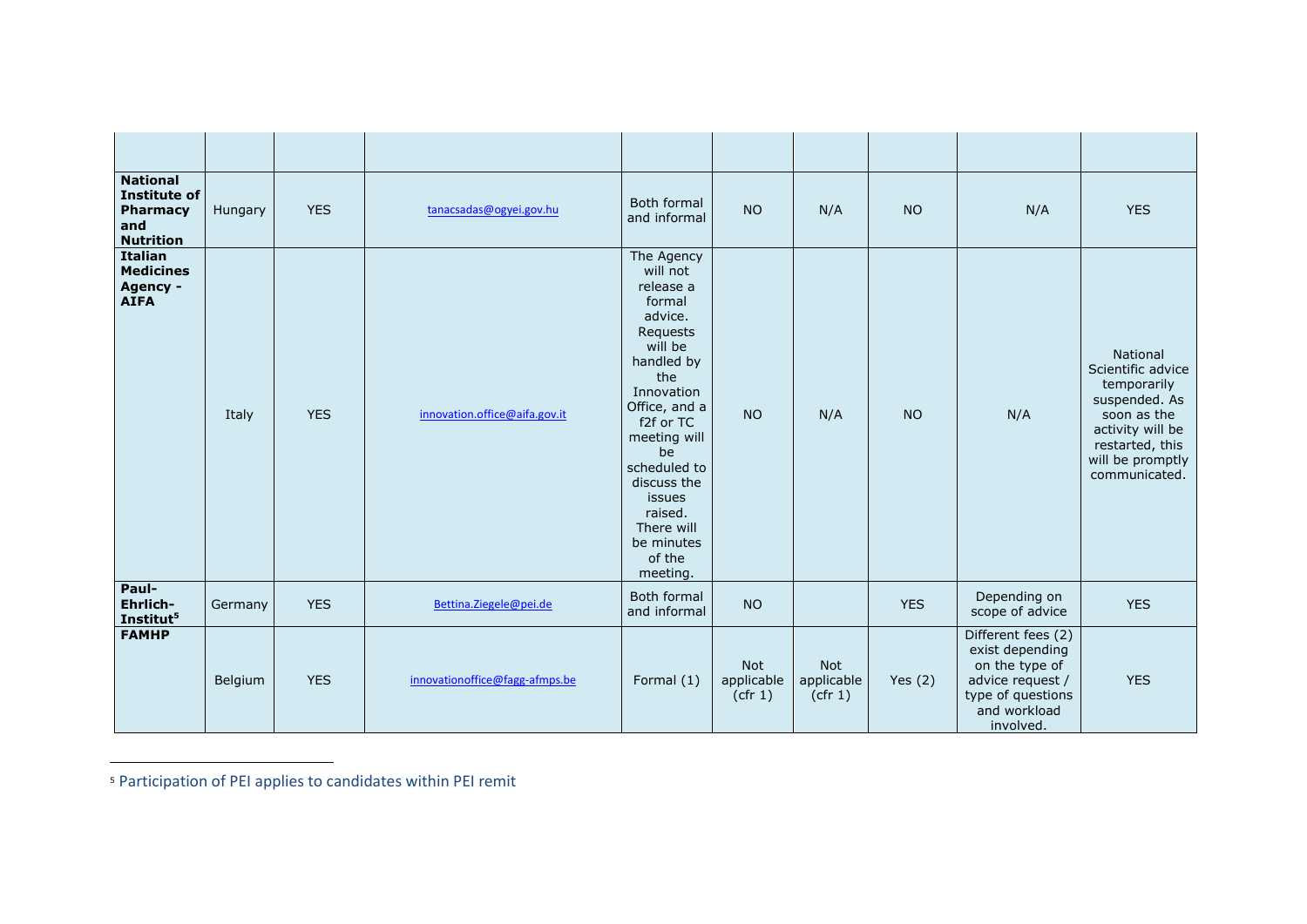| | | | | | | | | | |
|---|---|---|---|---|---|---|---|---|---|
| **National Institute of Pharmacy and Nutrition** | Hungary | YES | tanacsadas@ogyei.gov.hu | Both formal and informal | NO | N/A | NO | N/A | YES |
| **Italian Medicines Agency - AIFA** | Italy | YES | innovation.office@aifa.gov.it | The Agency will not release a formal advice. Requests will be handled by the Innovation Office, and a f2f or TC meeting will be scheduled to discuss the issues raised. There will be minutes of the meeting. | NO | N/A | NO | N/A | National Scientific advice temporarily suspended. As soon as the activity will be restarted, this will be promptly communicated. |
| **Paul-Ehrlich-Institut[5]** | Germany | YES | Bettina.Ziegele@pei.de | Both formal and informal | NO | | YES | Depending on scope of advice | YES |
| **FAMHP** | Belgium | YES | innovationoffice@fagg-afmps.be | Formal (1) | Not applicable (cfr 1) | Not applicable (cfr 1) | Yes (2) | Different fees (2) exist depending on the type of advice request / type of questions and workload involved. | YES |

[5] Participation of PEI applies to candidates within PEI remit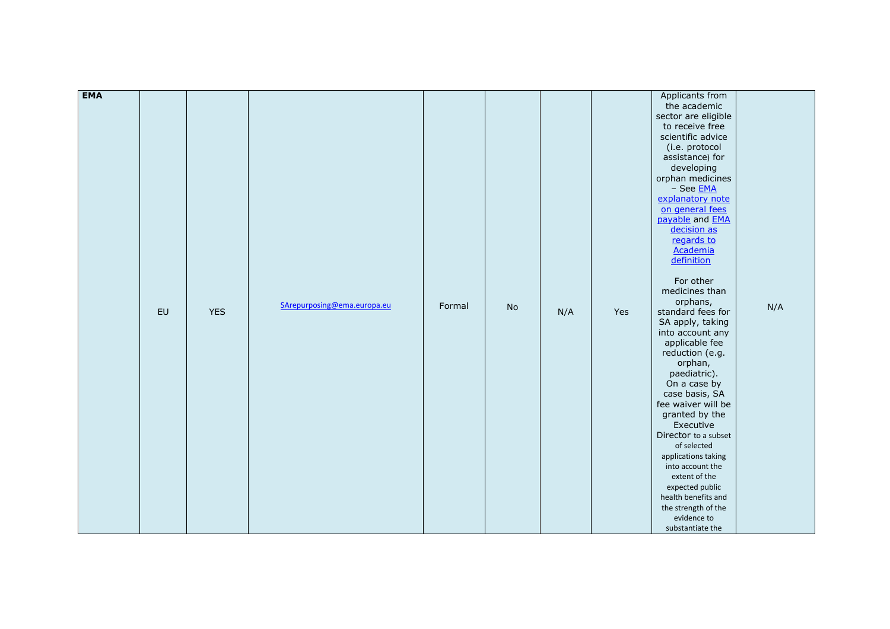| EMA | EU | YES | SArepurposing@ema.europa.eu | Formal | No | N/A | Yes | Applicants from the academic sector are eligible to receive free scientific advice (i.e. protocol assistance) for developing orphan medicines – See EMA explanatory note on general fees payable and EMA decision as regards to Academia definition<br><br>For other medicines than orphans, standard fees for SA apply, taking into account any applicable fee reduction (e.g. orphan, paediatric). On a case by case basis, SA fee waiver will be granted by the Executive Director to a subset of selected applications taking into account the extent of the expected public health benefits and the strength of the evidence to substantiate the | N/A |
|---|---|---|---|---|---|---|---|---|---|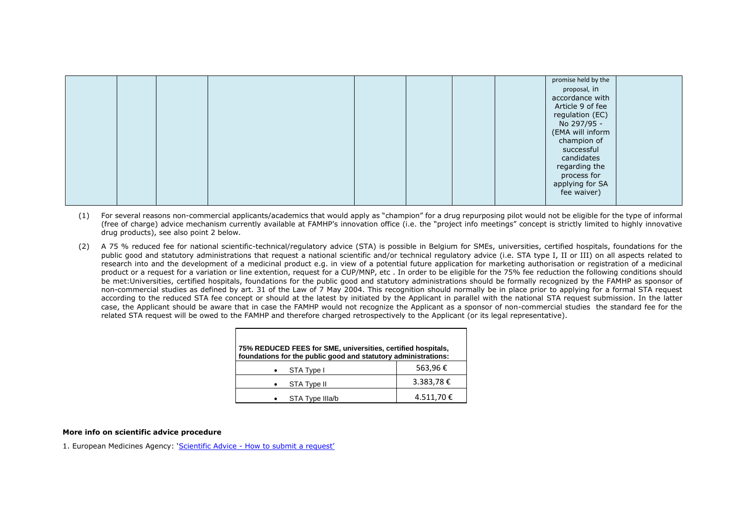| | | | | | | | | promise held by the proposal, in accordance with Article 9 of fee regulation (EC) No 297/95 - (EMA will inform champion of successful candidates regarding the process for applying for SA fee waiver) | |
|---|---|---|---|---|---|---|---|---|---|

(1) For several reasons non-commercial applicants/academics that would apply as "champion" for a drug repurposing pilot would not be eligible for the type of informal (free of charge) advice mechanism currently available at FAMHP's innovation office (i.e. the "project info meetings" concept is strictly limited to highly innovative drug products), see also point 2 below.

(2) A 75 % reduced fee for national scientific-technical/regulatory advice (STA) is possible in Belgium for SMEs, universities, certified hospitals, foundations for the public good and statutory administrations that request a national scientific and/or technical regulatory advice (i.e. STA type I, II or III) on all aspects related to research into and the development of a medicinal product e.g. in view of a potential future application for marketing authorisation or registration of a medicinal product or a request for a variation or line extention, request for a CUP/MNP, etc . In order to be eligible for the 75% fee reduction the following conditions should be met:Universities, certified hospitals, foundations for the public good and statutory administrations should be formally recognized by the FAMHP as sponsor of non-commercial studies as defined by art. 31 of the Law of 7 May 2004. This recognition should normally be in place prior to applying for a formal STA request according to the reduced STA fee concept or should at the latest by initiated by the Applicant in parallel with the national STA request submission. In the latter case, the Applicant should be aware that in case the FAMHP would not recognize the Applicant as a sponsor of non-commercial studies the standard fee for the related STA request will be owed to the FAMHP and therefore charged retrospectively to the Applicant (or its legal representative).

| 75% REDUCED FEES for SME, universities, certified hospitals, foundations for the public good and statutory administrations: | |
|---|---|
| • STA Type I | 563,96 € |
| • STA Type II | 3.383,78 € |
| • STA Type IIIa/b | 4.511,70 € |

**More info on scientific advice procedure**

1. European Medicines Agency: 'Scientific Advice - How to submit a request'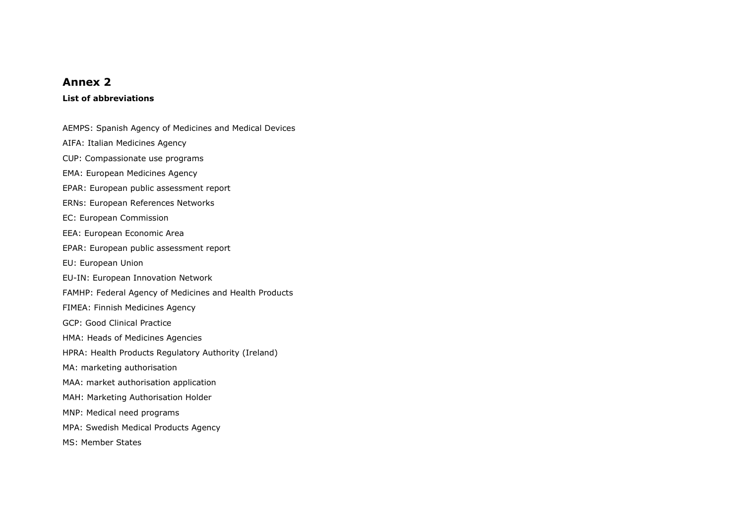# Annex 2

**List of abbreviations**

AEMPS: Spanish Agency of Medicines and Medical Devices

AIFA: Italian Medicines Agency

CUP: Compassionate use programs

EMA: European Medicines Agency

EPAR: European public assessment report

ERNs: European References Networks

EC: European Commission

EEA: European Economic Area

EPAR: European public assessment report

EU: European Union

EU-IN: European Innovation Network

FAMHP: Federal Agency of Medicines and Health Products

FIMEA: Finnish Medicines Agency

GCP: Good Clinical Practice

HMA: Heads of Medicines Agencies

HPRA: Health Products Regulatory Authority (Ireland)

MA: marketing authorisation

MAA: market authorisation application

MAH: Marketing Authorisation Holder

MNP: Medical need programs

MPA: Swedish Medical Products Agency

MS: Member States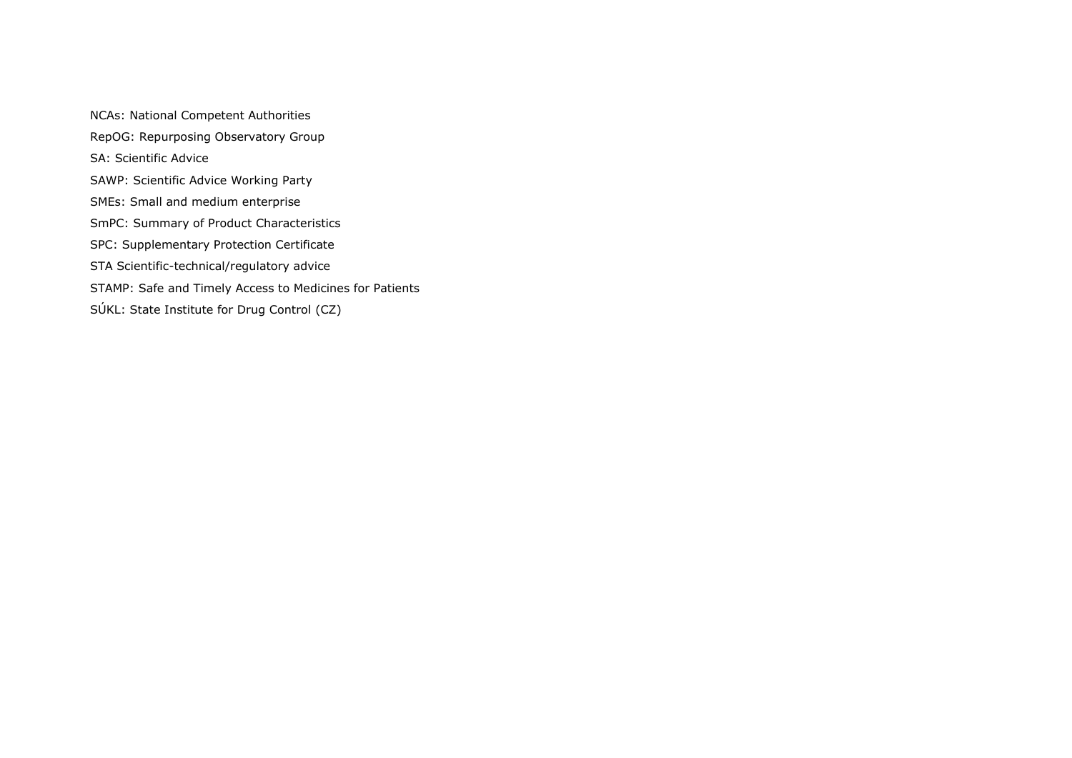NCAs: National Competent Authorities

RepOG: Repurposing Observatory Group

SA: Scientific Advice

SAWP: Scientific Advice Working Party

SMEs: Small and medium enterprise

SmPC: Summary of Product Characteristics

SPC: Supplementary Protection Certificate

STA Scientific-technical/regulatory advice

STAMP: Safe and Timely Access to Medicines for Patients

SÚKL: State Institute for Drug Control (CZ)